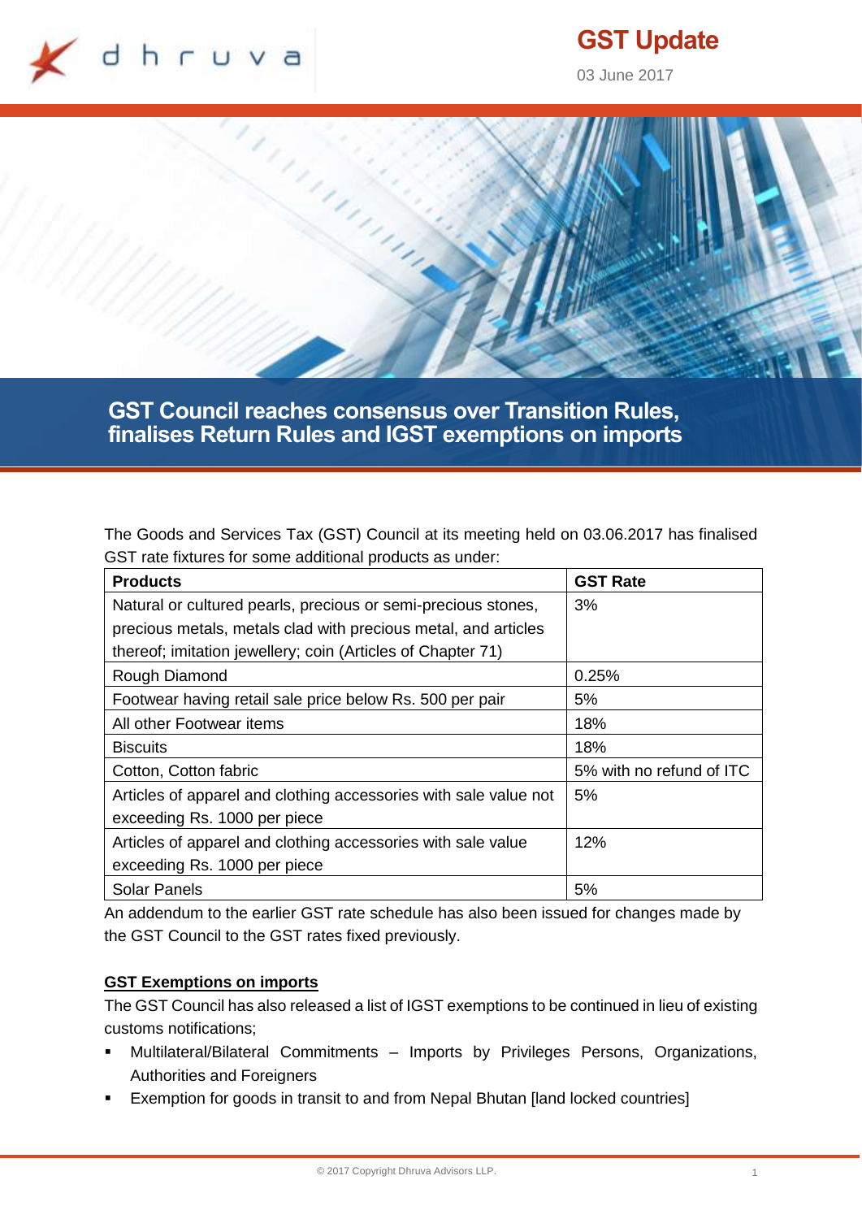GST Update

03 June 2017

# GST Council reaches consensus over Transition Rules, finalises Return Rules and IGST exemptions on imports

The Goods and Services Tax (GST) Council at its meeting held on 03.06.2017 has finalised GST rate fixtures for some additional products as under:

| Products | GST Rate |
|---|---|
| Natural or cultured pearls, precious or semi-precious stones, precious metals, metals clad with precious metal, and articles thereof; imitation jewellery; coin (Articles of Chapter 71) | 3% |
| Rough Diamond | 0.25% |
| Footwear having retail sale price below Rs. 500 per pair | 5% |
| All other Footwear items | 18% |
| Biscuits | 18% |
| Cotton, Cotton fabric | 5% with no refund of ITC |
| Articles of apparel and clothing accessories with sale value not exceeding Rs. 1000 per piece | 5% |
| Articles of apparel and clothing accessories with sale value exceeding Rs. 1000 per piece | 12% |
| Solar Panels | 5% |

An addendum to the earlier GST rate schedule has also been issued for changes made by the GST Council to the GST rates fixed previously.

## GST Exemptions on imports

The GST Council has also released a list of IGST exemptions to be continued in lieu of existing customs notifications;

- Multilateral/Bilateral Commitments – Imports by Privileges Persons, Organizations, Authorities and Foreigners
- Exemption for goods in transit to and from Nepal Bhutan [land locked countries]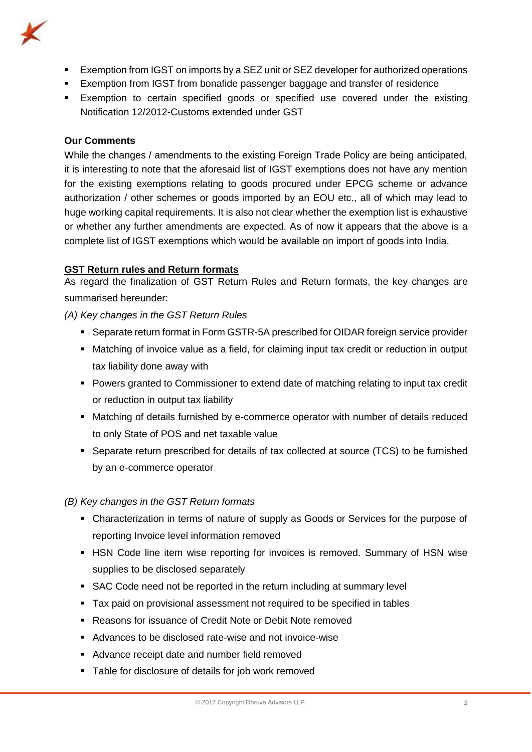- Exemption from IGST on imports by a SEZ unit or SEZ developer for authorized operations
- Exemption from IGST from bonafide passenger baggage and transfer of residence
- Exemption to certain specified goods or specified use covered under the existing Notification 12/2012-Customs extended under GST

**Our Comments**

While the changes / amendments to the existing Foreign Trade Policy are being anticipated, it is interesting to note that the aforesaid list of IGST exemptions does not have any mention for the existing exemptions relating to goods procured under EPCG scheme or advance authorization / other schemes or goods imported by an EOU etc., all of which may lead to huge working capital requirements. It is also not clear whether the exemption list is exhaustive or whether any further amendments are expected. As of now it appears that the above is a complete list of IGST exemptions which would be available on import of goods into India.

**<u>GST Return rules and Return formats</u>**

As regard the finalization of GST Return Rules and Return formats, the key changes are summarised hereunder:

*(A) Key changes in the GST Return Rules*

- Separate return format in Form GSTR-5A prescribed for OIDAR foreign service provider
- Matching of invoice value as a field, for claiming input tax credit or reduction in output tax liability done away with
- Powers granted to Commissioner to extend date of matching relating to input tax credit or reduction in output tax liability
- Matching of details furnished by e-commerce operator with number of details reduced to only State of POS and net taxable value
- Separate return prescribed for details of tax collected at source (TCS) to be furnished by an e-commerce operator

*(B) Key changes in the GST Return formats*

- Characterization in terms of nature of supply as Goods or Services for the purpose of reporting Invoice level information removed
- HSN Code line item wise reporting for invoices is removed. Summary of HSN wise supplies to be disclosed separately
- SAC Code need not be reported in the return including at summary level
- Tax paid on provisional assessment not required to be specified in tables
- Reasons for issuance of Credit Note or Debit Note removed
- Advances to be disclosed rate-wise and not invoice-wise
- Advance receipt date and number field removed
- Table for disclosure of details for job work removed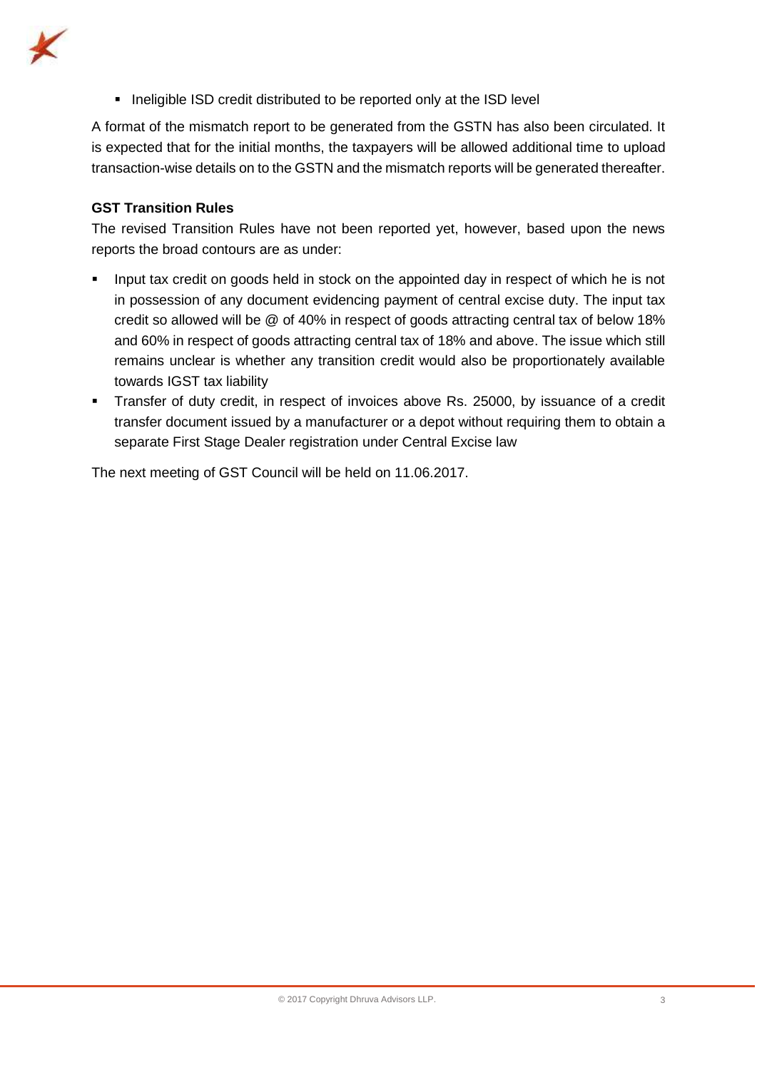- Ineligible ISD credit distributed to be reported only at the ISD level

A format of the mismatch report to be generated from the GSTN has also been circulated. It is expected that for the initial months, the taxpayers will be allowed additional time to upload transaction-wise details on to the GSTN and the mismatch reports will be generated thereafter.

**GST Transition Rules**

The revised Transition Rules have not been reported yet, however, based upon the news reports the broad contours are as under:

- Input tax credit on goods held in stock on the appointed day in respect of which he is not in possession of any document evidencing payment of central excise duty. The input tax credit so allowed will be @ of 40% in respect of goods attracting central tax of below 18% and 60% in respect of goods attracting central tax of 18% and above. The issue which still remains unclear is whether any transition credit would also be proportionately available towards IGST tax liability
- Transfer of duty credit, in respect of invoices above Rs. 25000, by issuance of a credit transfer document issued by a manufacturer or a depot without requiring them to obtain a separate First Stage Dealer registration under Central Excise law

The next meeting of GST Council will be held on 11.06.2017.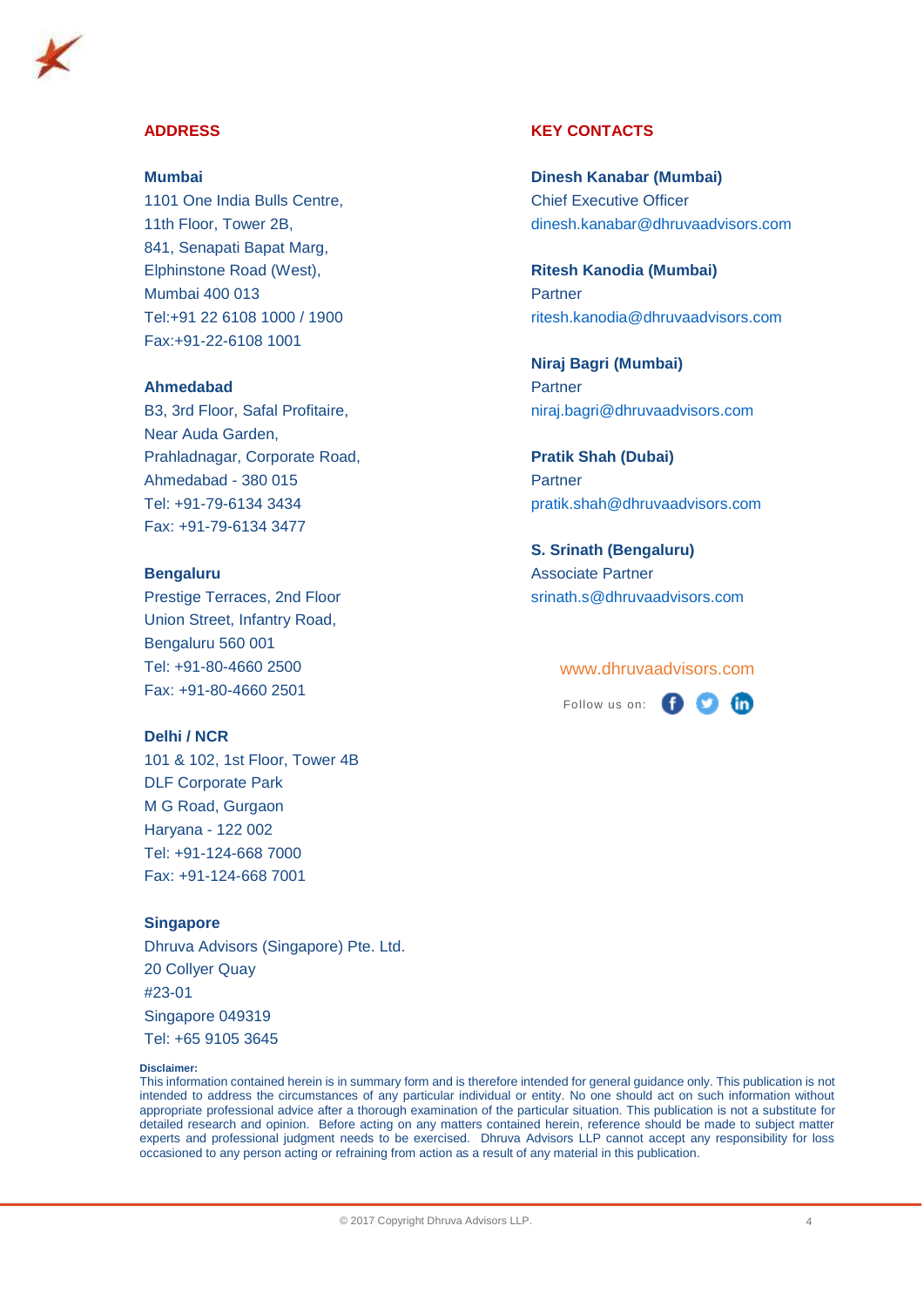## ADDRESS

**Mumbai**
1101 One India Bulls Centre,
11th Floor, Tower 2B,
841, Senapati Bapat Marg,
Elphinstone Road (West),
Mumbai 400 013
Tel:+91 22 6108 1000 / 1900
Fax:+91-22-6108 1001

**Ahmedabad**
B3, 3rd Floor, Safal Profitaire,
Near Auda Garden,
Prahladnagar, Corporate Road,
Ahmedabad - 380 015
Tel: +91-79-6134 3434
Fax: +91-79-6134 3477

**Bengaluru**
Prestige Terraces, 2nd Floor
Union Street, Infantry Road,
Bengaluru 560 001
Tel: +91-80-4660 2500
Fax: +91-80-4660 2501

**Delhi / NCR**
101 & 102, 1st Floor, Tower 4B
DLF Corporate Park
M G Road, Gurgaon
Haryana - 122 002
Tel: +91-124-668 7000
Fax: +91-124-668 7001

**Singapore**
Dhruva Advisors (Singapore) Pte. Ltd.
20 Collyer Quay
#23-01
Singapore 049319
Tel: +65 9105 3645

## KEY CONTACTS

**Dinesh Kanabar (Mumbai)**
Chief Executive Officer
dinesh.kanabar@dhruvaadvisors.com

**Ritesh Kanodia (Mumbai)**
Partner
ritesh.kanodia@dhruvaadvisors.com

**Niraj Bagri (Mumbai)**
Partner
niraj.bagri@dhruvaadvisors.com

**Pratik Shah (Dubai)**
Partner
pratik.shah@dhruvaadvisors.com

**S. Srinath (Bengaluru)**
Associate Partner
srinath.s@dhruvaadvisors.com

www.dhruvaadvisors.com

Follow us on:

**Disclaimer:**
This information contained herein is in summary form and is therefore intended for general guidance only. This publication is not intended to address the circumstances of any particular individual or entity. No one should act on such information without appropriate professional advice after a thorough examination of the particular situation. This publication is not a substitute for detailed research and opinion. Before acting on any matters contained herein, reference should be made to subject matter experts and professional judgment needs to be exercised. Dhruva Advisors LLP cannot accept any responsibility for loss occasioned to any person acting or refraining from action as a result of any material in this publication.

© 2017 Copyright Dhruva Advisors LLP.